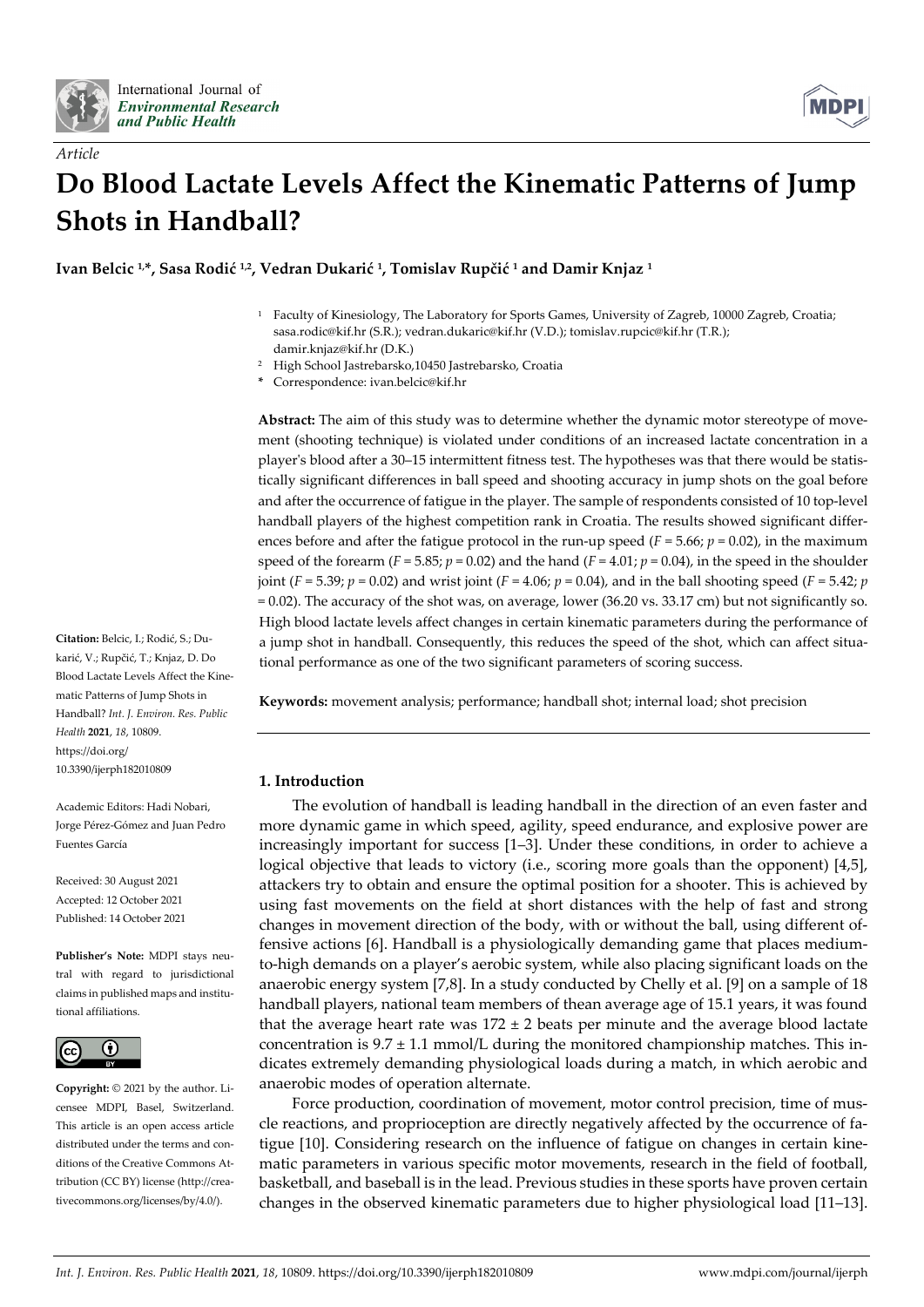*Article*

# Do Blood Lactate Levels Affect the Kinematic Patterns of Jump Shots in Handball?

**Ivan Belcic [1,*], Sasa Rodić [1,2], Vedran Dukarić [1], Tomislav Rupčić [1] and Damir Knjaz [1]**

[1] Faculty of Kinesiology, The Laboratory for Sports Games, University of Zagreb, 10000 Zagreb, Croatia; sasa.rodic@kif.hr (S.R.); vedran.dukaric@kif.hr (V.D.); tomislav.rupcic@kif.hr (T.R.); damir.knjaz@kif.hr (D.K.)

[2] High School Jastrebarsko,10450 Jastrebarsko, Croatia

* Correspondence: ivan.belcic@kif.hr

**Abstract:** The aim of this study was to determine whether the dynamic motor stereotype of movement (shooting technique) is violated under conditions of an increased lactate concentration in a player's blood after a 30–15 intermittent fitness test. The hypotheses was that there would be statistically significant differences in ball speed and shooting accuracy in jump shots on the goal before and after the occurrence of fatigue in the player. The sample of respondents consisted of 10 top-level handball players of the highest competition rank in Croatia. The results showed significant differences before and after the fatigue protocol in the run-up speed ($F = 5.66$; $p = 0.02$), in the maximum speed of the forearm ($F = 5.85$; $p = 0.02$) and the hand ($F = 4.01$; $p = 0.04$), in the speed in the shoulder joint ($F = 5.39$; $p = 0.02$) and wrist joint ($F = 4.06$; $p = 0.04$), and in the ball shooting speed ($F = 5.42$; $p = 0.02$). The accuracy of the shot was, on average, lower (36.20 vs. 33.17 cm) but not significantly so. High blood lactate levels affect changes in certain kinematic parameters during the performance of a jump shot in handball. Consequently, this reduces the speed of the shot, which can affect situational performance as one of the two significant parameters of scoring success.

**Keywords:** movement analysis; performance; handball shot; internal load; shot precision

**Citation:** Belcic, I.; Rodić, S.; Dukarić, V.; Rupčić, T.; Knjaz, D. Do Blood Lactate Levels Affect the Kinematic Patterns of Jump Shots in Handball? *Int. J. Environ. Res. Public Health* **2021**, *18*, 10809. https://doi.org/10.3390/ijerph182010809

Academic Editors: Hadi Nobari, Jorge Pérez-Gómez and Juan Pedro Fuentes García

Received: 30 August 2021
Accepted: 12 October 2021
Published: 14 October 2021

**Publisher's Note:** MDPI stays neutral with regard to jurisdictional claims in published maps and institutional affiliations.

**Copyright:** © 2021 by the author. Licensee MDPI, Basel, Switzerland. This article is an open access article distributed under the terms and conditions of the Creative Commons Attribution (CC BY) license (http://creativecommons.org/licenses/by/4.0/).

## 1. Introduction

The evolution of handball is leading handball in the direction of an even faster and more dynamic game in which speed, agility, speed endurance, and explosive power are increasingly important for success [1–3]. Under these conditions, in order to achieve a logical objective that leads to victory (i.e., scoring more goals than the opponent) [4,5], attackers try to obtain and ensure the optimal position for a shooter. This is achieved by using fast movements on the field at short distances with the help of fast and strong changes in movement direction of the body, with or without the ball, using different offensive actions [6]. Handball is a physiologically demanding game that places medium-to-high demands on a player's aerobic system, while also placing significant loads on the anaerobic energy system [7,8]. In a study conducted by Chelly et al. [9] on a sample of 18 handball players, national team members of thean average age of 15.1 years, it was found that the average heart rate was $172 \pm 2$ beats per minute and the average blood lactate concentration is $9.7 \pm 1.1$ mmol/L during the monitored championship matches. This indicates extremely demanding physiological loads during a match, in which aerobic and anaerobic modes of operation alternate.

Force production, coordination of movement, motor control precision, time of muscle reactions, and proprioception are directly negatively affected by the occurrence of fatigue [10]. Considering research on the influence of fatigue on changes in certain kinematic parameters in various specific motor movements, research in the field of football, basketball, and baseball is in the lead. Previous studies in these sports have proven certain changes in the observed kinematic parameters due to higher physiological load [11–13].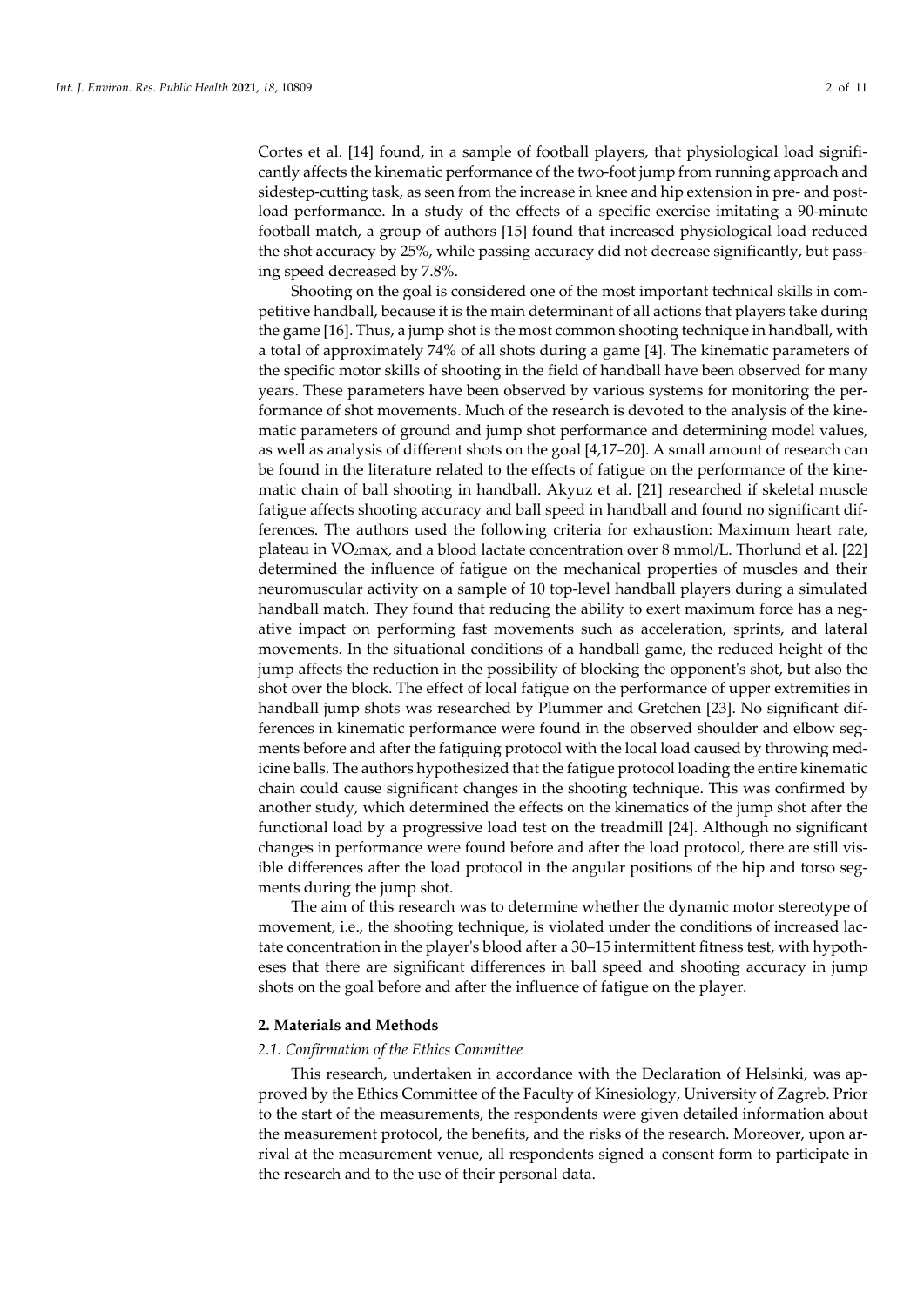Cortes et al. [14] found, in a sample of football players, that physiological load significantly affects the kinematic performance of the two-foot jump from running approach and sidestep-cutting task, as seen from the increase in knee and hip extension in pre- and post-load performance. In a study of the effects of a specific exercise imitating a 90-minute football match, a group of authors [15] found that increased physiological load reduced the shot accuracy by 25%, while passing accuracy did not decrease significantly, but passing speed decreased by 7.8%.

Shooting on the goal is considered one of the most important technical skills in competitive handball, because it is the main determinant of all actions that players take during the game [16]. Thus, a jump shot is the most common shooting technique in handball, with a total of approximately 74% of all shots during a game [4]. The kinematic parameters of the specific motor skills of shooting in the field of handball have been observed for many years. These parameters have been observed by various systems for monitoring the performance of shot movements. Much of the research is devoted to the analysis of the kinematic parameters of ground and jump shot performance and determining model values, as well as analysis of different shots on the goal [4,17–20]. A small amount of research can be found in the literature related to the effects of fatigue on the performance of the kinematic chain of ball shooting in handball. Akyuz et al. [21] researched if skeletal muscle fatigue affects shooting accuracy and ball speed in handball and found no significant differences. The authors used the following criteria for exhaustion: Maximum heart rate, plateau in $VO_2max$, and a blood lactate concentration over 8 mmol/L. Thorlund et al. [22] determined the influence of fatigue on the mechanical properties of muscles and their neuromuscular activity on a sample of 10 top-level handball players during a simulated handball match. They found that reducing the ability to exert maximum force has a negative impact on performing fast movements such as acceleration, sprints, and lateral movements. In the situational conditions of a handball game, the reduced height of the jump affects the reduction in the possibility of blocking the opponent's shot, but also the shot over the block. The effect of local fatigue on the performance of upper extremities in handball jump shots was researched by Plummer and Gretchen [23]. No significant differences in kinematic performance were found in the observed shoulder and elbow segments before and after the fatiguing protocol with the local load caused by throwing medicine balls. The authors hypothesized that the fatigue protocol loading the entire kinematic chain could cause significant changes in the shooting technique. This was confirmed by another study, which determined the effects on the kinematics of the jump shot after the functional load by a progressive load test on the treadmill [24]. Although no significant changes in performance were found before and after the load protocol, there are still visible differences after the load protocol in the angular positions of the hip and torso segments during the jump shot.

The aim of this research was to determine whether the dynamic motor stereotype of movement, i.e., the shooting technique, is violated under the conditions of increased lactate concentration in the player's blood after a 30–15 intermittent fitness test, with hypotheses that there are significant differences in ball speed and shooting accuracy in jump shots on the goal before and after the influence of fatigue on the player.

## 2. Materials and Methods

### *2.1. Confirmation of the Ethics Committee*

This research, undertaken in accordance with the Declaration of Helsinki, was approved by the Ethics Committee of the Faculty of Kinesiology, University of Zagreb. Prior to the start of the measurements, the respondents were given detailed information about the measurement protocol, the benefits, and the risks of the research. Moreover, upon arrival at the measurement venue, all respondents signed a consent form to participate in the research and to the use of their personal data.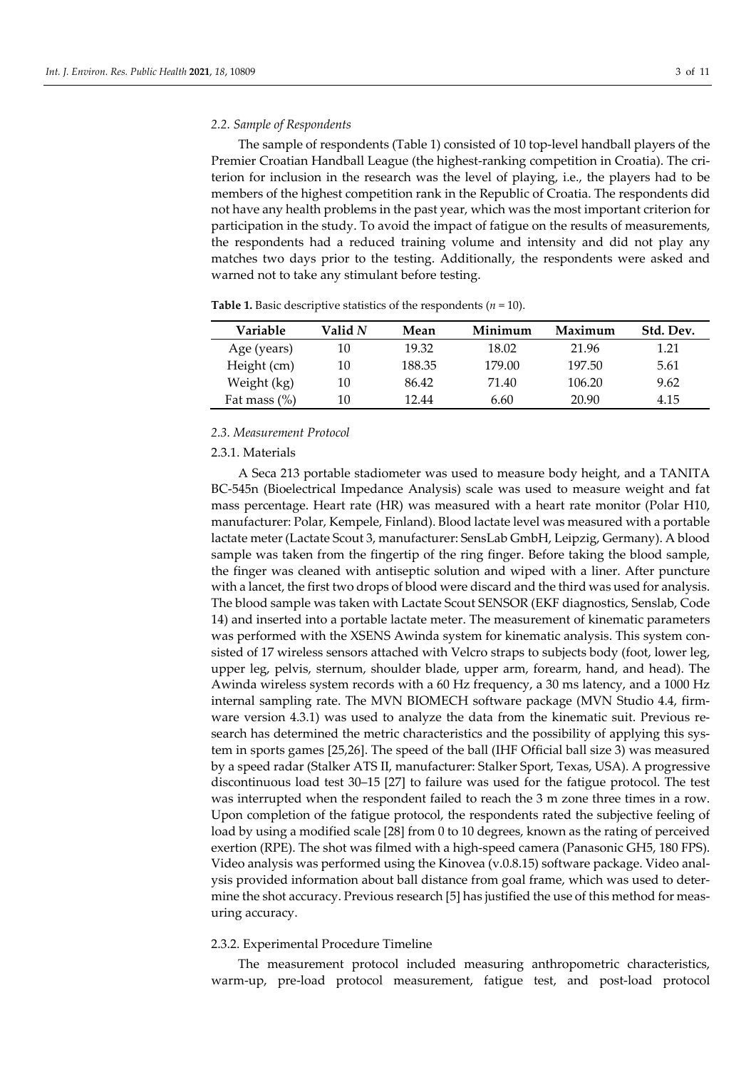### 2.2. Sample of Respondents

The sample of respondents (Table 1) consisted of 10 top-level handball players of the Premier Croatian Handball League (the highest-ranking competition in Croatia). The criterion for inclusion in the research was the level of playing, i.e., the players had to be members of the highest competition rank in the Republic of Croatia. The respondents did not have any health problems in the past year, which was the most important criterion for participation in the study. To avoid the impact of fatigue on the results of measurements, the respondents had a reduced training volume and intensity and did not play any matches two days prior to the testing. Additionally, the respondents were asked and warned not to take any stimulant before testing.

**Table 1.** Basic descriptive statistics of the respondents ($n$ = 10).

| Variable | Valid $N$ | Mean | Minimum | Maximum | Std. Dev. |
|---|---|---|---|---|---|
| Age (years) | 10 | 19.32 | 18.02 | 21.96 | 1.21 |
| Height (cm) | 10 | 188.35 | 179.00 | 197.50 | 5.61 |
| Weight (kg) | 10 | 86.42 | 71.40 | 106.20 | 9.62 |
| Fat mass (%) | 10 | 12.44 | 6.60 | 20.90 | 4.15 |

### 2.3. Measurement Protocol

#### 2.3.1. Materials

A Seca 213 portable stadiometer was used to measure body height, and a TANITA BC-545n (Bioelectrical Impedance Analysis) scale was used to measure weight and fat mass percentage. Heart rate (HR) was measured with a heart rate monitor (Polar H10, manufacturer: Polar, Kempele, Finland). Blood lactate level was measured with a portable lactate meter (Lactate Scout 3, manufacturer: SensLab GmbH, Leipzig, Germany). A blood sample was taken from the fingertip of the ring finger. Before taking the blood sample, the finger was cleaned with antiseptic solution and wiped with a liner. After puncture with a lancet, the first two drops of blood were discard and the third was used for analysis. The blood sample was taken with Lactate Scout SENSOR (EKF diagnostics, Senslab, Code 14) and inserted into a portable lactate meter. The measurement of kinematic parameters was performed with the XSENS Awinda system for kinematic analysis. This system consisted of 17 wireless sensors attached with Velcro straps to subjects body (foot, lower leg, upper leg, pelvis, sternum, shoulder blade, upper arm, forearm, hand, and head). The Awinda wireless system records with a 60 Hz frequency, a 30 ms latency, and a 1000 Hz internal sampling rate. The MVN BIOMECH software package (MVN Studio 4.4, firmware version 4.3.1) was used to analyze the data from the kinematic suit. Previous research has determined the metric characteristics and the possibility of applying this system in sports games [25,26]. The speed of the ball (IHF Official ball size 3) was measured by a speed radar (Stalker ATS II, manufacturer: Stalker Sport, Texas, USA). A progressive discontinuous load test 30–15 [27] to failure was used for the fatigue protocol. The test was interrupted when the respondent failed to reach the 3 m zone three times in a row. Upon completion of the fatigue protocol, the respondents rated the subjective feeling of load by using a modified scale [28] from 0 to 10 degrees, known as the rating of perceived exertion (RPE). The shot was filmed with a high-speed camera (Panasonic GH5, 180 FPS). Video analysis was performed using the Kinovea (v.0.8.15) software package. Video analysis provided information about ball distance from goal frame, which was used to determine the shot accuracy. Previous research [5] has justified the use of this method for measuring accuracy.

#### 2.3.2. Experimental Procedure Timeline

The measurement protocol included measuring anthropometric characteristics, warm-up, pre-load protocol measurement, fatigue test, and post-load protocol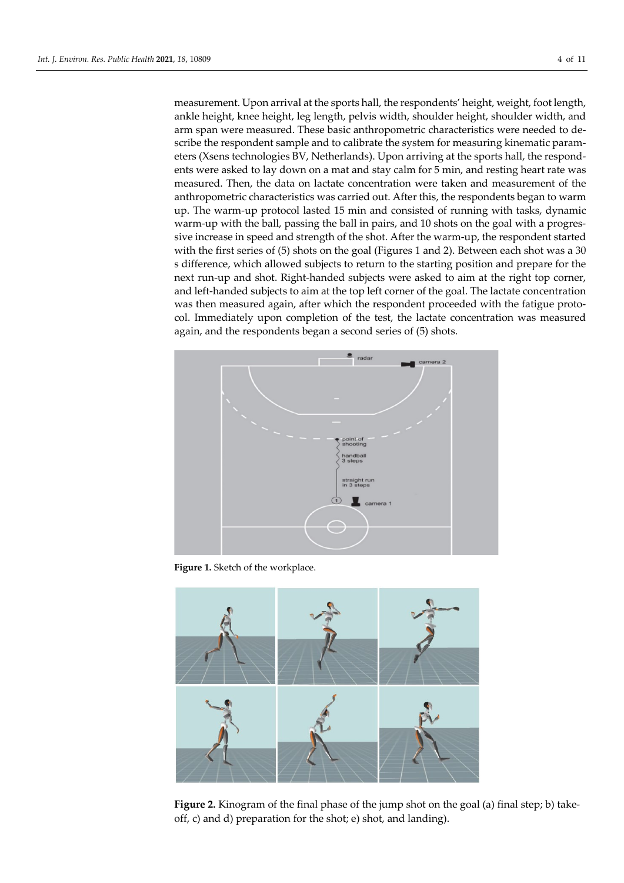measurement. Upon arrival at the sports hall, the respondents' height, weight, foot length, ankle height, knee height, leg length, pelvis width, shoulder height, shoulder width, and arm span were measured. These basic anthropometric characteristics were needed to describe the respondent sample and to calibrate the system for measuring kinematic parameters (Xsens technologies BV, Netherlands). Upon arriving at the sports hall, the respondents were asked to lay down on a mat and stay calm for 5 min, and resting heart rate was measured. Then, the data on lactate concentration were taken and measurement of the anthropometric characteristics was carried out. After this, the respondents began to warm up. The warm-up protocol lasted 15 min and consisted of running with tasks, dynamic warm-up with the ball, passing the ball in pairs, and 10 shots on the goal with a progressive increase in speed and strength of the shot. After the warm-up, the respondent started with the first series of (5) shots on the goal (Figures 1 and 2). Between each shot was a 30 s difference, which allowed subjects to return to the starting position and prepare for the next run-up and shot. Right-handed subjects were asked to aim at the right top corner, and left-handed subjects to aim at the top left corner of the goal. The lactate concentration was then measured again, after which the respondent proceeded with the fatigue protocol. Immediately upon completion of the test, the lactate concentration was measured again, and the respondents began a second series of (5) shots.

**Figure 1.** Sketch of the workplace.

**Figure 2.** Kinogram of the final phase of the jump shot on the goal (a) final step; b) take-off, c) and d) preparation for the shot; e) shot, and landing).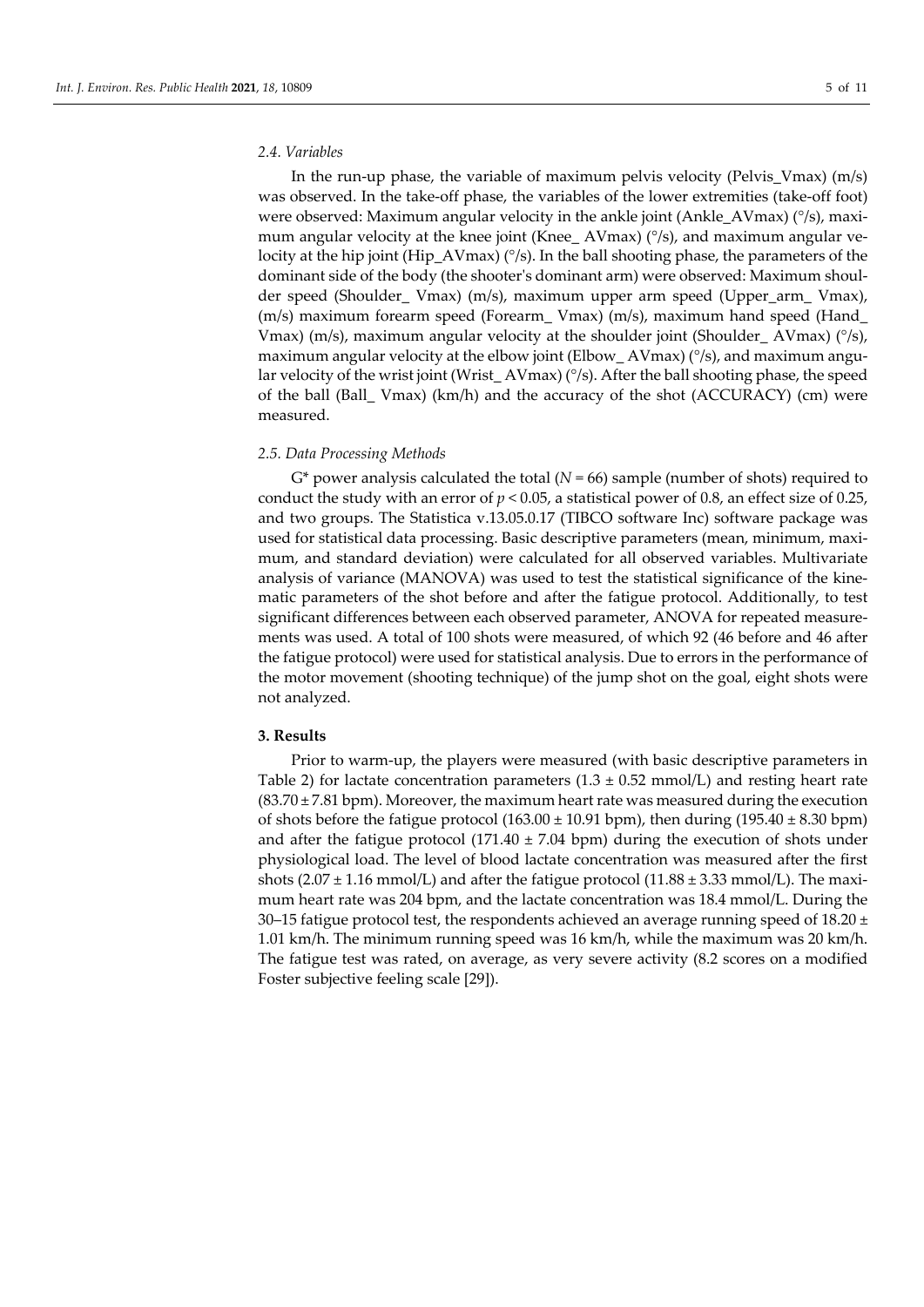### 2.4. Variables

In the run-up phase, the variable of maximum pelvis velocity (Pelvis_Vmax) (m/s) was observed. In the take-off phase, the variables of the lower extremities (take-off foot) were observed: Maximum angular velocity in the ankle joint (Ankle_AVmax) (°/s), maximum angular velocity at the knee joint (Knee_ AVmax) (°/s), and maximum angular velocity at the hip joint (Hip_AVmax) (°/s). In the ball shooting phase, the parameters of the dominant side of the body (the shooter's dominant arm) were observed: Maximum shoulder speed (Shoulder_ Vmax) (m/s), maximum upper arm speed (Upper_arm_ Vmax), (m/s) maximum forearm speed (Forearm_ Vmax) (m/s), maximum hand speed (Hand_ Vmax) (m/s), maximum angular velocity at the shoulder joint (Shoulder_ AVmax) (°/s), maximum angular velocity at the elbow joint (Elbow_ AVmax) (°/s), and maximum angular velocity of the wrist joint (Wrist_ AVmax) (°/s). After the ball shooting phase, the speed of the ball (Ball_ Vmax) (km/h) and the accuracy of the shot (ACCURACY) (cm) were measured.

### 2.5. Data Processing Methods

G* power analysis calculated the total ($N = 66$) sample (number of shots) required to conduct the study with an error of $p < 0.05$, a statistical power of 0.8, an effect size of 0.25, and two groups. The Statistica v.13.05.0.17 (TIBCO software Inc) software package was used for statistical data processing. Basic descriptive parameters (mean, minimum, maximum, and standard deviation) were calculated for all observed variables. Multivariate analysis of variance (MANOVA) was used to test the statistical significance of the kinematic parameters of the shot before and after the fatigue protocol. Additionally, to test significant differences between each observed parameter, ANOVA for repeated measurements was used. A total of 100 shots were measured, of which 92 (46 before and 46 after the fatigue protocol) were used for statistical analysis. Due to errors in the performance of the motor movement (shooting technique) of the jump shot on the goal, eight shots were not analyzed.

## 3. Results

Prior to warm-up, the players were measured (with basic descriptive parameters in Table 2) for lactate concentration parameters ($1.3 \pm 0.52$ mmol/L) and resting heart rate ($83.70 \pm 7.81$ bpm). Moreover, the maximum heart rate was measured during the execution of shots before the fatigue protocol ($163.00 \pm 10.91$ bpm), then during ($195.40 \pm 8.30$ bpm) and after the fatigue protocol ($171.40 \pm 7.04$ bpm) during the execution of shots under physiological load. The level of blood lactate concentration was measured after the first shots ($2.07 \pm 1.16$ mmol/L) and after the fatigue protocol ($11.88 \pm 3.33$ mmol/L). The maximum heart rate was 204 bpm, and the lactate concentration was 18.4 mmol/L. During the 30–15 fatigue protocol test, the respondents achieved an average running speed of $18.20 \pm 1.01$ km/h. The minimum running speed was 16 km/h, while the maximum was 20 km/h. The fatigue test was rated, on average, as very severe activity (8.2 scores on a modified Foster subjective feeling scale [29]).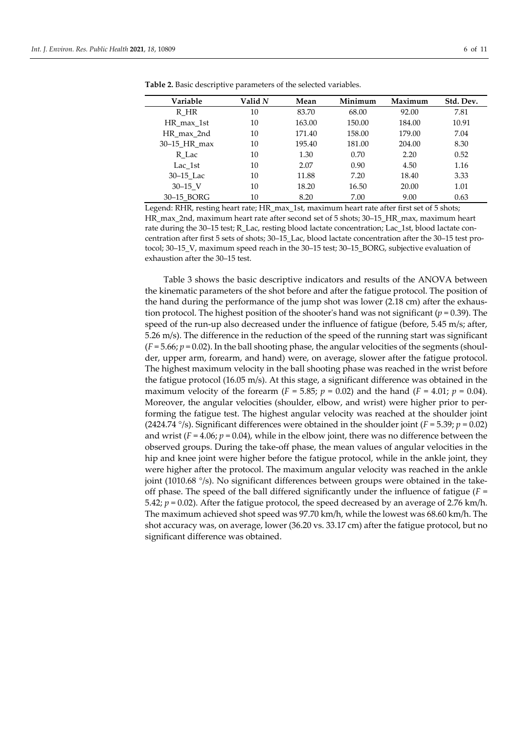**Table 2.** Basic descriptive parameters of the selected variables.

| Variable | Valid *N* | Mean | Minimum | Maximum | Std. Dev. |
|---|---|---|---|---|---|
| R_HR | 10 | 83.70 | 68.00 | 92.00 | 7.81 |
| HR_max_1st | 10 | 163.00 | 150.00 | 184.00 | 10.91 |
| HR_max_2nd | 10 | 171.40 | 158.00 | 179.00 | 7.04 |
| 30–15_HR_max | 10 | 195.40 | 181.00 | 204.00 | 8.30 |
| R_Lac | 10 | 1.30 | 0.70 | 2.20 | 0.52 |
| Lac_1st | 10 | 2.07 | 0.90 | 4.50 | 1.16 |
| 30–15_Lac | 10 | 11.88 | 7.20 | 18.40 | 3.33 |
| 30–15_V | 10 | 18.20 | 16.50 | 20.00 | 1.01 |
| 30–15_BORG | 10 | 8.20 | 7.00 | 9.00 | 0.63 |

Legend: RHR, resting heart rate; HR_max_1st, maximum heart rate after first set of 5 shots; HR_max_2nd, maximum heart rate after second set of 5 shots; 30–15_HR_max, maximum heart rate during the 30–15 test; R_Lac, resting blood lactate concentration; Lac_1st, blood lactate concentration after first 5 sets of shots; 30–15_Lac, blood lactate concentration after the 30–15 test protocol; 30–15_V, maximum speed reach in the 30–15 test; 30–15_BORG, subjective evaluation of exhaustion after the 30–15 test.

Table 3 shows the basic descriptive indicators and results of the ANOVA between the kinematic parameters of the shot before and after the fatigue protocol. The position of the hand during the performance of the jump shot was lower (2.18 cm) after the exhaustion protocol. The highest position of the shooter's hand was not significant ($p = 0.39$). The speed of the run-up also decreased under the influence of fatigue (before, 5.45 m/s; after, 5.26 m/s). The difference in the reduction of the speed of the running start was significant ($F = 5.66$; $p = 0.02$). In the ball shooting phase, the angular velocities of the segments (shoulder, upper arm, forearm, and hand) were, on average, slower after the fatigue protocol. The highest maximum velocity in the ball shooting phase was reached in the wrist before the fatigue protocol (16.05 m/s). At this stage, a significant difference was obtained in the maximum velocity of the forearm ($F = 5.85$; $p = 0.02$) and the hand ($F = 4.01$; $p = 0.04$). Moreover, the angular velocities (shoulder, elbow, and wrist) were higher prior to performing the fatigue test. The highest angular velocity was reached at the shoulder joint (2424.74 °/s). Significant differences were obtained in the shoulder joint ($F = 5.39$; $p = 0.02$) and wrist ($F = 4.06$; $p = 0.04$), while in the elbow joint, there was no difference between the observed groups. During the take-off phase, the mean values of angular velocities in the hip and knee joint were higher before the fatigue protocol, while in the ankle joint, they were higher after the protocol. The maximum angular velocity was reached in the ankle joint (1010.68 °/s). No significant differences between groups were obtained in the take-off phase. The speed of the ball differed significantly under the influence of fatigue ($F = 5.42$; $p = 0.02$). After the fatigue protocol, the speed decreased by an average of 2.76 km/h. The maximum achieved shot speed was 97.70 km/h, while the lowest was 68.60 km/h. The shot accuracy was, on average, lower (36.20 vs. 33.17 cm) after the fatigue protocol, but no significant difference was obtained.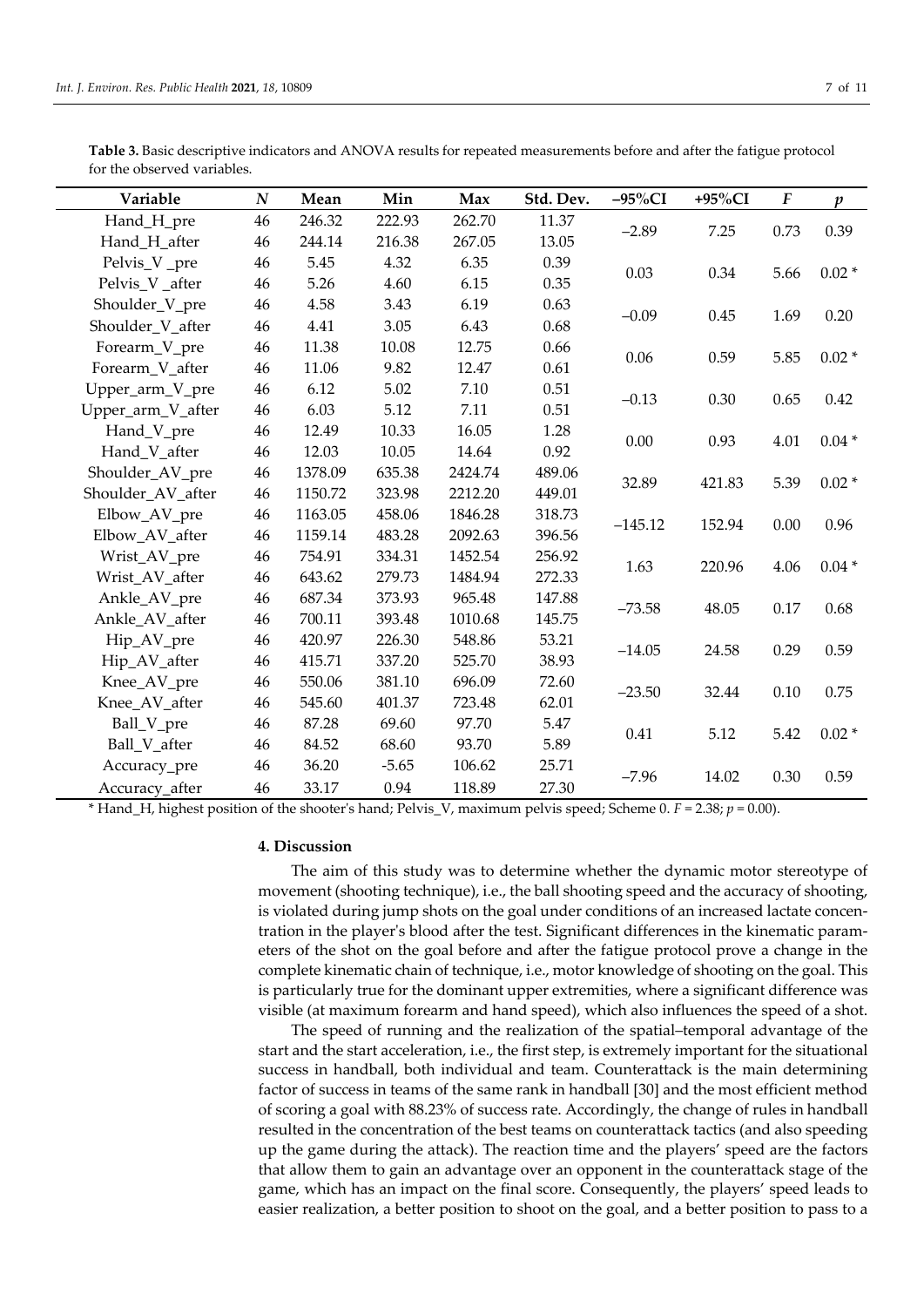**Table 3.** Basic descriptive indicators and ANOVA results for repeated measurements before and after the fatigue protocol for the observed variables.

| Variable | N | Mean | Min | Max | Std. Dev. | −95%CI | +95%CI | F | p |
|---|---|---|---|---|---|---|---|---|---|
| Hand_H_pre | 46 | 246.32 | 222.93 | 262.70 | 11.37 | −2.89 | 7.25 | 0.73 | 0.39 |
| Hand_H_after | 46 | 244.14 | 216.38 | 267.05 | 13.05 | | | | |
| Pelvis_V _pre | 46 | 5.45 | 4.32 | 6.35 | 0.39 | 0.03 | 0.34 | 5.66 | 0.02 * |
| Pelvis_V _after | 46 | 5.26 | 4.60 | 6.15 | 0.35 | | | | |
| Shoulder_V_pre | 46 | 4.58 | 3.43 | 6.19 | 0.63 | −0.09 | 0.45 | 1.69 | 0.20 |
| Shoulder_V_after | 46 | 4.41 | 3.05 | 6.43 | 0.68 | | | | |
| Forearm_V_pre | 46 | 11.38 | 10.08 | 12.75 | 0.66 | 0.06 | 0.59 | 5.85 | 0.02 * |
| Forearm_V_after | 46 | 11.06 | 9.82 | 12.47 | 0.61 | | | | |
| Upper_arm_V_pre | 46 | 6.12 | 5.02 | 7.10 | 0.51 | −0.13 | 0.30 | 0.65 | 0.42 |
| Upper_arm_V_after | 46 | 6.03 | 5.12 | 7.11 | 0.51 | | | | |
| Hand_V_pre | 46 | 12.49 | 10.33 | 16.05 | 1.28 | 0.00 | 0.93 | 4.01 | 0.04 * |
| Hand_V_after | 46 | 12.03 | 10.05 | 14.64 | 0.92 | | | | |
| Shoulder_AV_pre | 46 | 1378.09 | 635.38 | 2424.74 | 489.06 | 32.89 | 421.83 | 5.39 | 0.02 * |
| Shoulder_AV_after | 46 | 1150.72 | 323.98 | 2212.20 | 449.01 | | | | |
| Elbow_AV_pre | 46 | 1163.05 | 458.06 | 1846.28 | 318.73 | −145.12 | 152.94 | 0.00 | 0.96 |
| Elbow_AV_after | 46 | 1159.14 | 483.28 | 2092.63 | 396.56 | | | | |
| Wrist_AV_pre | 46 | 754.91 | 334.31 | 1452.54 | 256.92 | 1.63 | 220.96 | 4.06 | 0.04 * |
| Wrist_AV_after | 46 | 643.62 | 279.73 | 1484.94 | 272.33 | | | | |
| Ankle_AV_pre | 46 | 687.34 | 373.93 | 965.48 | 147.88 | −73.58 | 48.05 | 0.17 | 0.68 |
| Ankle_AV_after | 46 | 700.11 | 393.48 | 1010.68 | 145.75 | | | | |
| Hip_AV_pre | 46 | 420.97 | 226.30 | 548.86 | 53.21 | −14.05 | 24.58 | 0.29 | 0.59 |
| Hip_AV_after | 46 | 415.71 | 337.20 | 525.70 | 38.93 | | | | |
| Knee_AV_pre | 46 | 550.06 | 381.10 | 696.09 | 72.60 | −23.50 | 32.44 | 0.10 | 0.75 |
| Knee_AV_after | 46 | 545.60 | 401.37 | 723.48 | 62.01 | | | | |
| Ball_V_pre | 46 | 87.28 | 69.60 | 97.70 | 5.47 | 0.41 | 5.12 | 5.42 | 0.02 * |
| Ball_V_after | 46 | 84.52 | 68.60 | 93.70 | 5.89 | | | | |
| Accuracy_pre | 46 | 36.20 | -5.65 | 106.62 | 25.71 | −7.96 | 14.02 | 0.30 | 0.59 |
| Accuracy_after | 46 | 33.17 | 0.94 | 118.89 | 27.30 | | | | |

* Hand_H, highest position of the shooter's hand; Pelvis_V, maximum pelvis speed; Scheme 0. $F = 2.38$; $p = 0.00$).

## 4. Discussion

The aim of this study was to determine whether the dynamic motor stereotype of movement (shooting technique), i.e., the ball shooting speed and the accuracy of shooting, is violated during jump shots on the goal under conditions of an increased lactate concentration in the player's blood after the test. Significant differences in the kinematic parameters of the shot on the goal before and after the fatigue protocol prove a change in the complete kinematic chain of technique, i.e., motor knowledge of shooting on the goal. This is particularly true for the dominant upper extremities, where a significant difference was visible (at maximum forearm and hand speed), which also influences the speed of a shot.

The speed of running and the realization of the spatial–temporal advantage of the start and the start acceleration, i.e., the first step, is extremely important for the situational success in handball, both individual and team. Counterattack is the main determining factor of success in teams of the same rank in handball [30] and the most efficient method of scoring a goal with 88.23% of success rate. Accordingly, the change of rules in handball resulted in the concentration of the best teams on counterattack tactics (and also speeding up the game during the attack). The reaction time and the players' speed are the factors that allow them to gain an advantage over an opponent in the counterattack stage of the game, which has an impact on the final score. Consequently, the players' speed leads to easier realization, a better position to shoot on the goal, and a better position to pass to a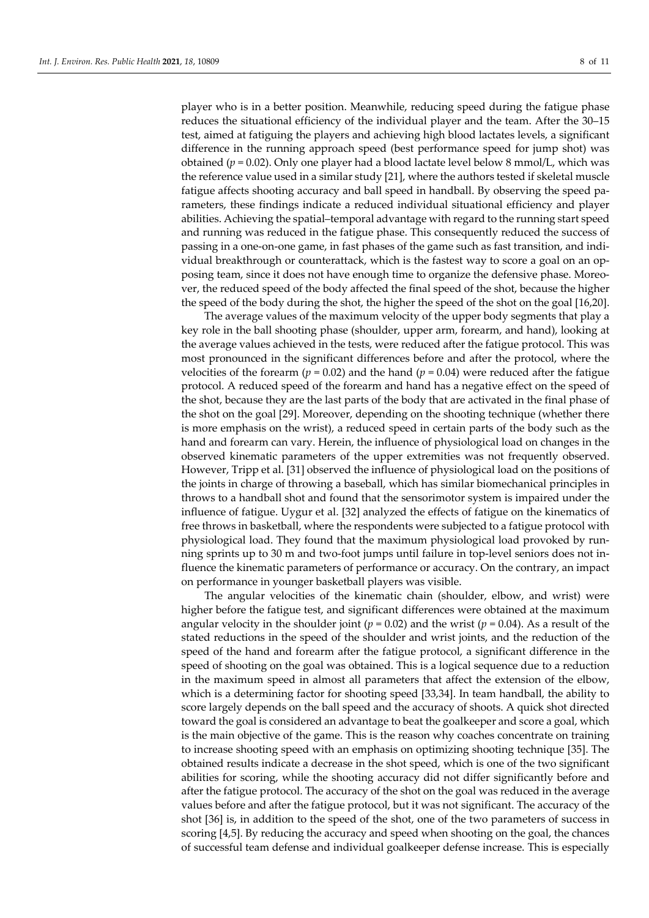player who is in a better position. Meanwhile, reducing speed during the fatigue phase reduces the situational efficiency of the individual player and the team. After the 30–15 test, aimed at fatiguing the players and achieving high blood lactates levels, a significant difference in the running approach speed (best performance speed for jump shot) was obtained ($p = 0.02$). Only one player had a blood lactate level below 8 mmol/L, which was the reference value used in a similar study [21], where the authors tested if skeletal muscle fatigue affects shooting accuracy and ball speed in handball. By observing the speed parameters, these findings indicate a reduced individual situational efficiency and player abilities. Achieving the spatial–temporal advantage with regard to the running start speed and running was reduced in the fatigue phase. This consequently reduced the success of passing in a one-on-one game, in fast phases of the game such as fast transition, and individual breakthrough or counterattack, which is the fastest way to score a goal on an opposing team, since it does not have enough time to organize the defensive phase. Moreover, the reduced speed of the body affected the final speed of the shot, because the higher the speed of the body during the shot, the higher the speed of the shot on the goal [16,20].

The average values of the maximum velocity of the upper body segments that play a key role in the ball shooting phase (shoulder, upper arm, forearm, and hand), looking at the average values achieved in the tests, were reduced after the fatigue protocol. This was most pronounced in the significant differences before and after the protocol, where the velocities of the forearm ($p = 0.02$) and the hand ($p = 0.04$) were reduced after the fatigue protocol. A reduced speed of the forearm and hand has a negative effect on the speed of the shot, because they are the last parts of the body that are activated in the final phase of the shot on the goal [29]. Moreover, depending on the shooting technique (whether there is more emphasis on the wrist), a reduced speed in certain parts of the body such as the hand and forearm can vary. Herein, the influence of physiological load on changes in the observed kinematic parameters of the upper extremities was not frequently observed. However, Tripp et al. [31] observed the influence of physiological load on the positions of the joints in charge of throwing a baseball, which has similar biomechanical principles in throws to a handball shot and found that the sensorimotor system is impaired under the influence of fatigue. Uygur et al. [32] analyzed the effects of fatigue on the kinematics of free throws in basketball, where the respondents were subjected to a fatigue protocol with physiological load. They found that the maximum physiological load provoked by running sprints up to 30 m and two-foot jumps until failure in top-level seniors does not influence the kinematic parameters of performance or accuracy. On the contrary, an impact on performance in younger basketball players was visible.

The angular velocities of the kinematic chain (shoulder, elbow, and wrist) were higher before the fatigue test, and significant differences were obtained at the maximum angular velocity in the shoulder joint ($p = 0.02$) and the wrist ($p = 0.04$). As a result of the stated reductions in the speed of the shoulder and wrist joints, and the reduction of the speed of the hand and forearm after the fatigue protocol, a significant difference in the speed of shooting on the goal was obtained. This is a logical sequence due to a reduction in the maximum speed in almost all parameters that affect the extension of the elbow, which is a determining factor for shooting speed [33,34]. In team handball, the ability to score largely depends on the ball speed and the accuracy of shoots. A quick shot directed toward the goal is considered an advantage to beat the goalkeeper and score a goal, which is the main objective of the game. This is the reason why coaches concentrate on training to increase shooting speed with an emphasis on optimizing shooting technique [35]. The obtained results indicate a decrease in the shot speed, which is one of the two significant abilities for scoring, while the shooting accuracy did not differ significantly before and after the fatigue protocol. The accuracy of the shot on the goal was reduced in the average values before and after the fatigue protocol, but it was not significant. The accuracy of the shot [36] is, in addition to the speed of the shot, one of the two parameters of success in scoring [4,5]. By reducing the accuracy and speed when shooting on the goal, the chances of successful team defense and individual goalkeeper defense increase. This is especially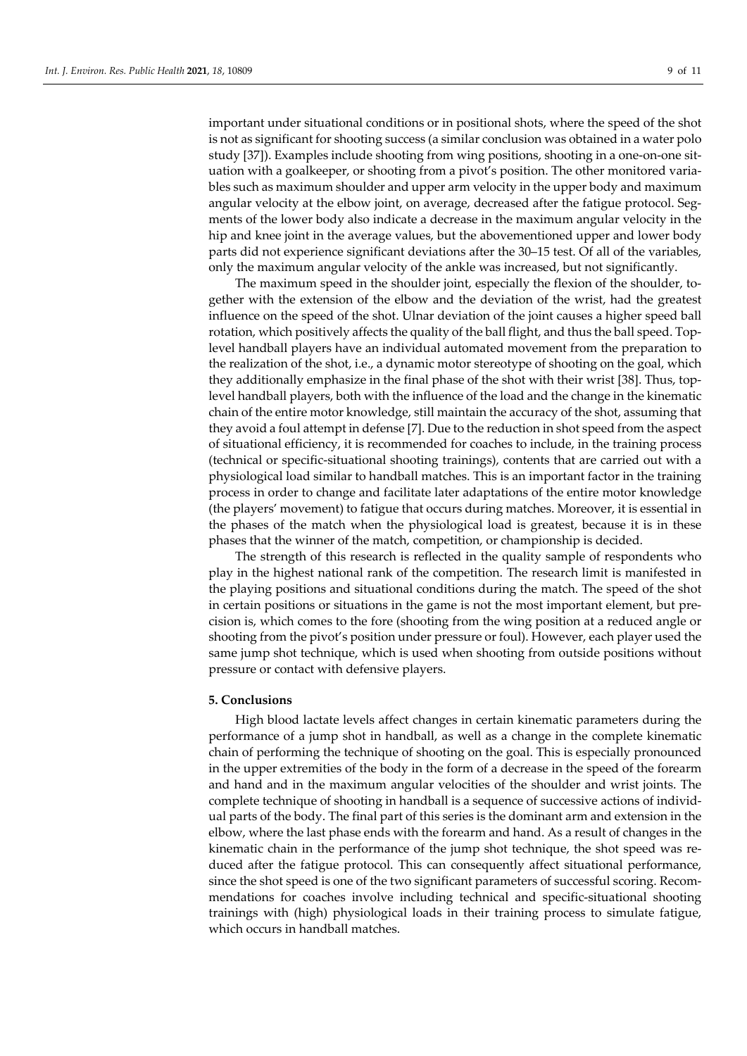important under situational conditions or in positional shots, where the speed of the shot is not as significant for shooting success (a similar conclusion was obtained in a water polo study [37]). Examples include shooting from wing positions, shooting in a one-on-one situation with a goalkeeper, or shooting from a pivot's position. The other monitored variables such as maximum shoulder and upper arm velocity in the upper body and maximum angular velocity at the elbow joint, on average, decreased after the fatigue protocol. Segments of the lower body also indicate a decrease in the maximum angular velocity in the hip and knee joint in the average values, but the abovementioned upper and lower body parts did not experience significant deviations after the 30–15 test. Of all of the variables, only the maximum angular velocity of the ankle was increased, but not significantly.

The maximum speed in the shoulder joint, especially the flexion of the shoulder, together with the extension of the elbow and the deviation of the wrist, had the greatest influence on the speed of the shot. Ulnar deviation of the joint causes a higher speed ball rotation, which positively affects the quality of the ball flight, and thus the ball speed. Top-level handball players have an individual automated movement from the preparation to the realization of the shot, i.e., a dynamic motor stereotype of shooting on the goal, which they additionally emphasize in the final phase of the shot with their wrist [38]. Thus, top-level handball players, both with the influence of the load and the change in the kinematic chain of the entire motor knowledge, still maintain the accuracy of the shot, assuming that they avoid a foul attempt in defense [7]. Due to the reduction in shot speed from the aspect of situational efficiency, it is recommended for coaches to include, in the training process (technical or specific-situational shooting trainings), contents that are carried out with a physiological load similar to handball matches. This is an important factor in the training process in order to change and facilitate later adaptations of the entire motor knowledge (the players' movement) to fatigue that occurs during matches. Moreover, it is essential in the phases of the match when the physiological load is greatest, because it is in these phases that the winner of the match, competition, or championship is decided.

The strength of this research is reflected in the quality sample of respondents who play in the highest national rank of the competition. The research limit is manifested in the playing positions and situational conditions during the match. The speed of the shot in certain positions or situations in the game is not the most important element, but precision is, which comes to the fore (shooting from the wing position at a reduced angle or shooting from the pivot's position under pressure or foul). However, each player used the same jump shot technique, which is used when shooting from outside positions without pressure or contact with defensive players.

## 5. Conclusions

High blood lactate levels affect changes in certain kinematic parameters during the performance of a jump shot in handball, as well as a change in the complete kinematic chain of performing the technique of shooting on the goal. This is especially pronounced in the upper extremities of the body in the form of a decrease in the speed of the forearm and hand and in the maximum angular velocities of the shoulder and wrist joints. The complete technique of shooting in handball is a sequence of successive actions of individual parts of the body. The final part of this series is the dominant arm and extension in the elbow, where the last phase ends with the forearm and hand. As a result of changes in the kinematic chain in the performance of the jump shot technique, the shot speed was reduced after the fatigue protocol. This can consequently affect situational performance, since the shot speed is one of the two significant parameters of successful scoring. Recommendations for coaches involve including technical and specific-situational shooting trainings with (high) physiological loads in their training process to simulate fatigue, which occurs in handball matches.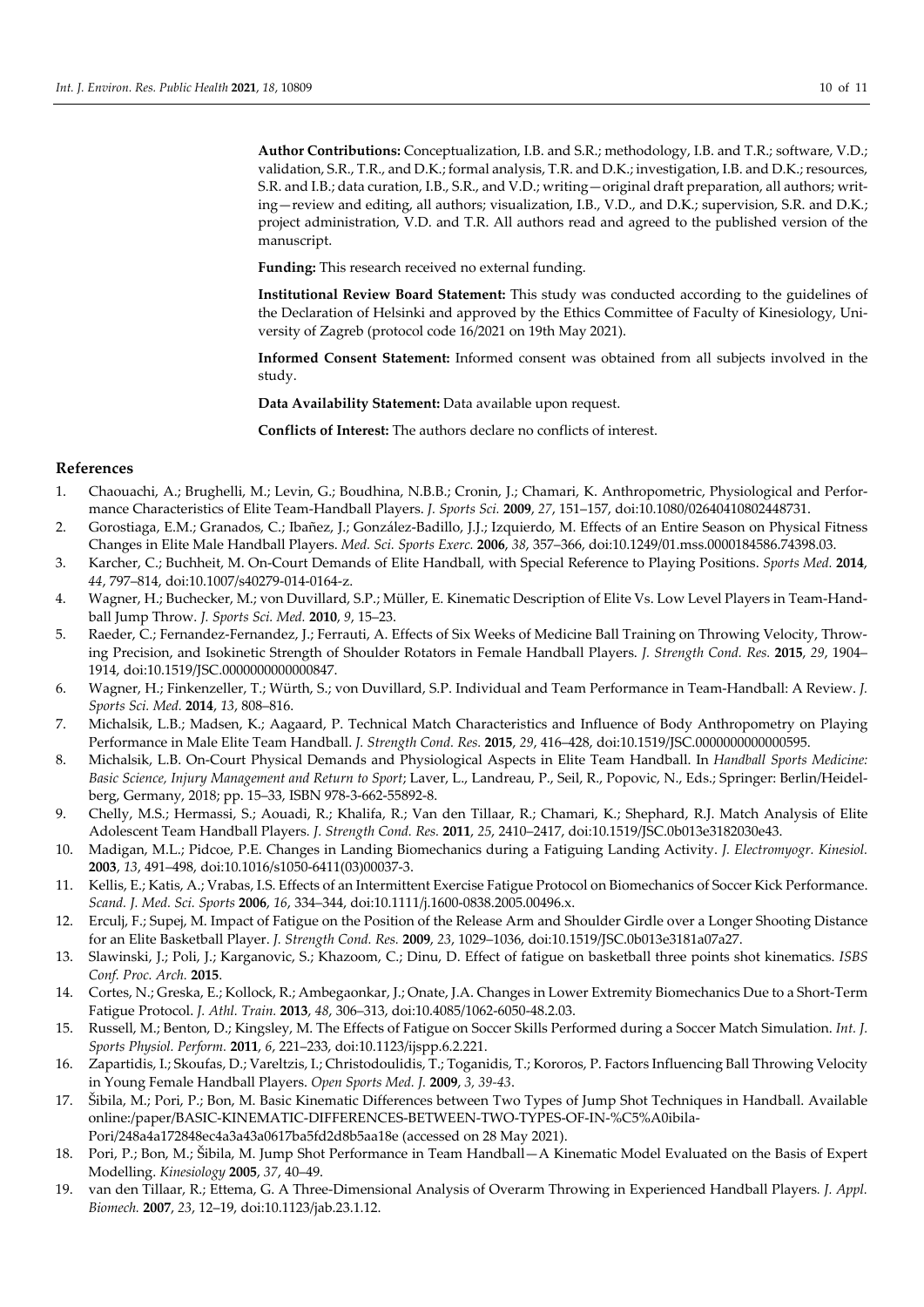**Author Contributions:** Conceptualization, I.B. and S.R.; methodology, I.B. and T.R.; software, V.D.; validation, S.R., T.R., and D.K.; formal analysis, T.R. and D.K.; investigation, I.B. and D.K.; resources, S.R. and I.B.; data curation, I.B., S.R., and V.D.; writing—original draft preparation, all authors; writing—review and editing, all authors; visualization, I.B., V.D., and D.K.; supervision, S.R. and D.K.; project administration, V.D. and T.R. All authors read and agreed to the published version of the manuscript.

**Funding:** This research received no external funding.

**Institutional Review Board Statement:** This study was conducted according to the guidelines of the Declaration of Helsinki and approved by the Ethics Committee of Faculty of Kinesiology, University of Zagreb (protocol code 16/2021 on 19th May 2021).

**Informed Consent Statement:** Informed consent was obtained from all subjects involved in the study.

**Data Availability Statement:** Data available upon request.

**Conflicts of Interest:** The authors declare no conflicts of interest.

## References

1. Chaouachi, A.; Brughelli, M.; Levin, G.; Boudhina, N.B.B.; Cronin, J.; Chamari, K. Anthropometric, Physiological and Performance Characteristics of Elite Team-Handball Players. *J. Sports Sci.* **2009**, *27*, 151–157, doi:10.1080/02640410802448731.
2. Gorostiaga, E.M.; Granados, C.; Ibañez, J.; González-Badillo, J.J.; Izquierdo, M. Effects of an Entire Season on Physical Fitness Changes in Elite Male Handball Players. *Med. Sci. Sports Exerc.* **2006**, *38*, 357–366, doi:10.1249/01.mss.0000184586.74398.03.
3. Karcher, C.; Buchheit, M. On-Court Demands of Elite Handball, with Special Reference to Playing Positions. *Sports Med.* **2014**, *44*, 797–814, doi:10.1007/s40279-014-0164-z.
4. Wagner, H.; Buchecker, M.; von Duvillard, S.P.; Müller, E. Kinematic Description of Elite Vs. Low Level Players in Team-Handball Jump Throw. *J. Sports Sci. Med.* **2010**, *9*, 15–23.
5. Raeder, C.; Fernandez-Fernandez, J.; Ferrauti, A. Effects of Six Weeks of Medicine Ball Training on Throwing Velocity, Throwing Precision, and Isokinetic Strength of Shoulder Rotators in Female Handball Players. *J. Strength Cond. Res.* **2015**, *29*, 1904–1914, doi:10.1519/JSC.0000000000000847.
6. Wagner, H.; Finkenzeller, T.; Würth, S.; von Duvillard, S.P. Individual and Team Performance in Team-Handball: A Review. *J. Sports Sci. Med.* **2014**, *13*, 808–816.
7. Michalsik, L.B.; Madsen, K.; Aagaard, P. Technical Match Characteristics and Influence of Body Anthropometry on Playing Performance in Male Elite Team Handball. *J. Strength Cond. Res.* **2015**, *29*, 416–428, doi:10.1519/JSC.0000000000000595.
8. Michalsik, L.B. On-Court Physical Demands and Physiological Aspects in Elite Team Handball. In *Handball Sports Medicine: Basic Science, Injury Management and Return to Sport*; Laver, L., Landreau, P., Seil, R., Popovic, N., Eds.; Springer: Berlin/Heidelberg, Germany, 2018; pp. 15–33, ISBN 978-3-662-55892-8.
9. Chelly, M.S.; Hermassi, S.; Aouadi, R.; Khalifa, R.; Van den Tillaar, R.; Chamari, K.; Shephard, R.J. Match Analysis of Elite Adolescent Team Handball Players. *J. Strength Cond. Res.* **2011**, *25*, 2410–2417, doi:10.1519/JSC.0b013e3182030e43.
10. Madigan, M.L.; Pidcoe, P.E. Changes in Landing Biomechanics during a Fatiguing Landing Activity. *J. Electromyogr. Kinesiol.* **2003**, *13*, 491–498, doi:10.1016/s1050-6411(03)00037-3.
11. Kellis, E.; Katis, A.; Vrabas, I.S. Effects of an Intermittent Exercise Fatigue Protocol on Biomechanics of Soccer Kick Performance. *Scand. J. Med. Sci. Sports* **2006**, *16*, 334–344, doi:10.1111/j.1600-0838.2005.00496.x.
12. Erculj, F.; Supej, M. Impact of Fatigue on the Position of the Release Arm and Shoulder Girdle over a Longer Shooting Distance for an Elite Basketball Player. *J. Strength Cond. Res.* **2009**, *23*, 1029–1036, doi:10.1519/JSC.0b013e3181a07a27.
13. Slawinski, J.; Poli, J.; Karganovic, S.; Khazoom, C.; Dinu, D. Effect of fatigue on basketball three points shot kinematics. *ISBS Conf. Proc. Arch.* **2015**.
14. Cortes, N.; Greska, E.; Kollock, R.; Ambegaonkar, J.; Onate, J.A. Changes in Lower Extremity Biomechanics Due to a Short-Term Fatigue Protocol. *J. Athl. Train.* **2013**, *48*, 306–313, doi:10.4085/1062-6050-48.2.03.
15. Russell, M.; Benton, D.; Kingsley, M. The Effects of Fatigue on Soccer Skills Performed during a Soccer Match Simulation. *Int. J. Sports Physiol. Perform.* **2011**, *6*, 221–233, doi:10.1123/ijspp.6.2.221.
16. Zapartidis, I.; Skoufas, D.; Vareltzis, I.; Christodoulidis, T.; Toganidis, T.; Kororos, P. Factors Influencing Ball Throwing Velocity in Young Female Handball Players. *Open Sports Med. J.* **2009**, *3, 39-43*.
17. Šibila, M.; Pori, P.; Bon, M. Basic Kinematic Differences between Two Types of Jump Shot Techniques in Handball. Available online:/paper/BASIC-KINEMATIC-DIFFERENCES-BETWEEN-TWO-TYPES-OF-IN-%C5%A0ibila-Pori/248a4a172848ec4a3a43a0617ba5fd2d8b5aa18e (accessed on 28 May 2021).
18. Pori, P.; Bon, M.; Šibila, M. Jump Shot Performance in Team Handball—A Kinematic Model Evaluated on the Basis of Expert Modelling. *Kinesiology* **2005**, *37*, 40–49.
19. van den Tillaar, R.; Ettema, G. A Three-Dimensional Analysis of Overarm Throwing in Experienced Handball Players. *J. Appl. Biomech.* **2007**, *23*, 12–19, doi:10.1123/jab.23.1.12.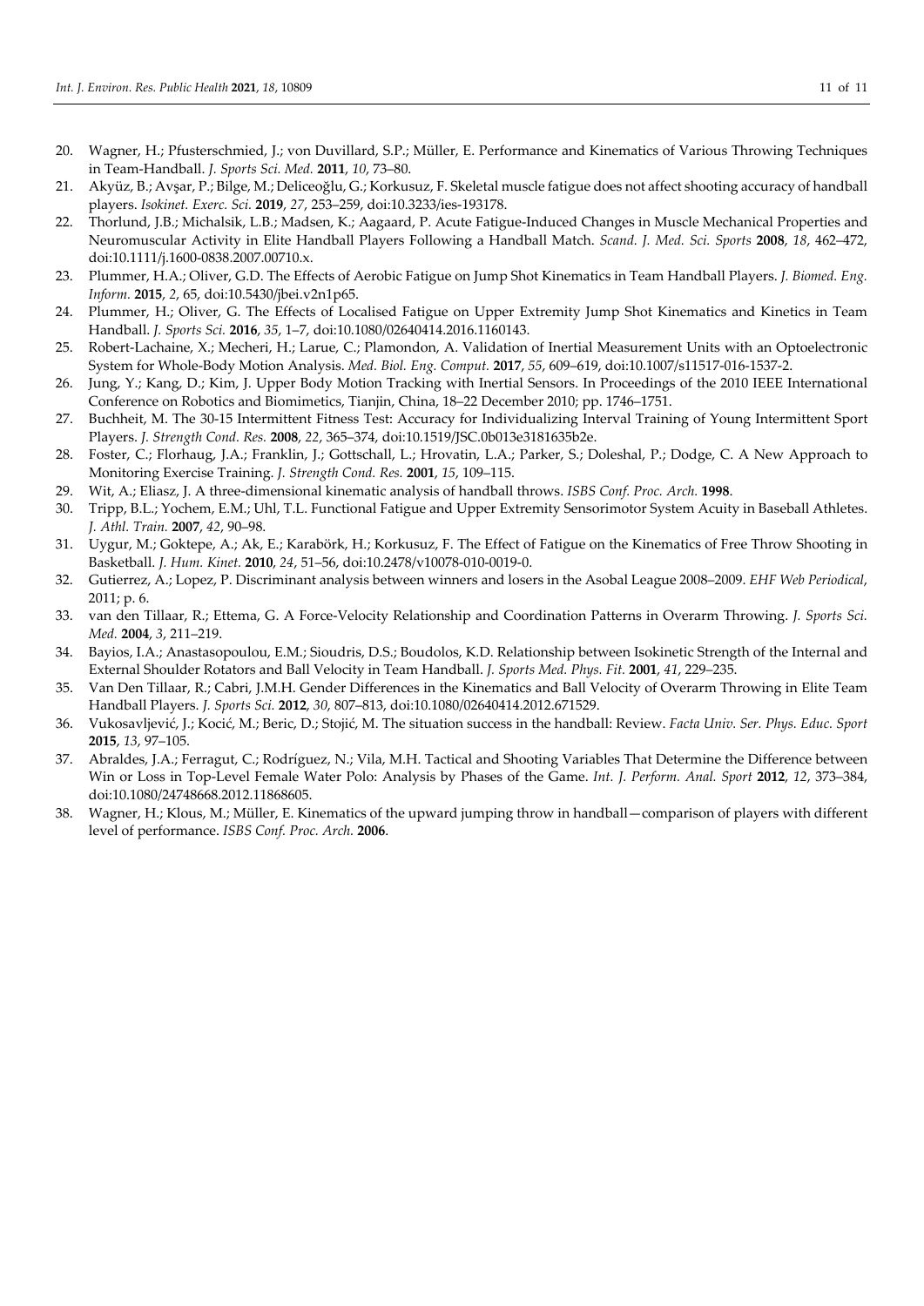20. Wagner, H.; Pfusterschmied, J.; von Duvillard, S.P.; Müller, E. Performance and Kinematics of Various Throwing Techniques in Team-Handball. *J. Sports Sci. Med.* **2011**, *10*, 73–80.
21. Akyüz, B.; Avşar, P.; Bilge, M.; Deliceoğlu, G.; Korkusuz, F. Skeletal muscle fatigue does not affect shooting accuracy of handball players. *Isokinet. Exerc. Sci.* **2019**, *27*, 253–259, doi:10.3233/ies-193178.
22. Thorlund, J.B.; Michalsik, L.B.; Madsen, K.; Aagaard, P. Acute Fatigue-Induced Changes in Muscle Mechanical Properties and Neuromuscular Activity in Elite Handball Players Following a Handball Match. *Scand. J. Med. Sci. Sports* **2008**, *18*, 462–472, doi:10.1111/j.1600-0838.2007.00710.x.
23. Plummer, H.A.; Oliver, G.D. The Effects of Aerobic Fatigue on Jump Shot Kinematics in Team Handball Players. *J. Biomed. Eng. Inform.* **2015**, *2*, 65, doi:10.5430/jbei.v2n1p65.
24. Plummer, H.; Oliver, G. The Effects of Localised Fatigue on Upper Extremity Jump Shot Kinematics and Kinetics in Team Handball. *J. Sports Sci.* **2016**, *35*, 1–7, doi:10.1080/02640414.2016.1160143.
25. Robert-Lachaine, X.; Mecheri, H.; Larue, C.; Plamondon, A. Validation of Inertial Measurement Units with an Optoelectronic System for Whole-Body Motion Analysis. *Med. Biol. Eng. Comput.* **2017**, *55*, 609–619, doi:10.1007/s11517-016-1537-2.
26. Jung, Y.; Kang, D.; Kim, J. Upper Body Motion Tracking with Inertial Sensors. In Proceedings of the 2010 IEEE International Conference on Robotics and Biomimetics, Tianjin, China, 18–22 December 2010; pp. 1746–1751.
27. Buchheit, M. The 30-15 Intermittent Fitness Test: Accuracy for Individualizing Interval Training of Young Intermittent Sport Players. *J. Strength Cond. Res.* **2008**, *22*, 365–374, doi:10.1519/JSC.0b013e3181635b2e.
28. Foster, C.; Florhaug, J.A.; Franklin, J.; Gottschall, L.; Hrovatin, L.A.; Parker, S.; Doleshal, P.; Dodge, C. A New Approach to Monitoring Exercise Training. *J. Strength Cond. Res.* **2001**, *15*, 109–115.
29. Wit, A.; Eliasz, J. A three-dimensional kinematic analysis of handball throws. *ISBS Conf. Proc. Arch.* **1998**.
30. Tripp, B.L.; Yochem, E.M.; Uhl, T.L. Functional Fatigue and Upper Extremity Sensorimotor System Acuity in Baseball Athletes. *J. Athl. Train.* **2007**, *42*, 90–98.
31. Uygur, M.; Goktepe, A.; Ak, E.; Karabörk, H.; Korkusuz, F. The Effect of Fatigue on the Kinematics of Free Throw Shooting in Basketball. *J. Hum. Kinet.* **2010**, *24*, 51–56, doi:10.2478/v10078-010-0019-0.
32. Gutierrez, A.; Lopez, P. Discriminant analysis between winners and losers in the Asobal League 2008–2009. *EHF Web Periodical*, 2011; p. 6.
33. van den Tillaar, R.; Ettema, G. A Force-Velocity Relationship and Coordination Patterns in Overarm Throwing. *J. Sports Sci. Med.* **2004**, *3*, 211–219.
34. Bayios, I.A.; Anastasopoulou, E.M.; Sioudris, D.S.; Boudolos, K.D. Relationship between Isokinetic Strength of the Internal and External Shoulder Rotators and Ball Velocity in Team Handball. *J. Sports Med. Phys. Fit.* **2001**, *41*, 229–235.
35. Van Den Tillaar, R.; Cabri, J.M.H. Gender Differences in the Kinematics and Ball Velocity of Overarm Throwing in Elite Team Handball Players. *J. Sports Sci.* **2012**, *30*, 807–813, doi:10.1080/02640414.2012.671529.
36. Vukosavljević, J.; Kocić, M.; Beric, D.; Stojić, M. The situation success in the handball: Review. *Facta Univ. Ser. Phys. Educ. Sport* **2015**, *13*, 97–105.
37. Abraldes, J.A.; Ferragut, C.; Rodríguez, N.; Vila, M.H. Tactical and Shooting Variables That Determine the Difference between Win or Loss in Top-Level Female Water Polo: Analysis by Phases of the Game. *Int. J. Perform. Anal. Sport* **2012**, *12*, 373–384, doi:10.1080/24748668.2012.11868605.
38. Wagner, H.; Klous, M.; Müller, E. Kinematics of the upward jumping throw in handball—comparison of players with different level of performance. *ISBS Conf. Proc. Arch.* **2006**.